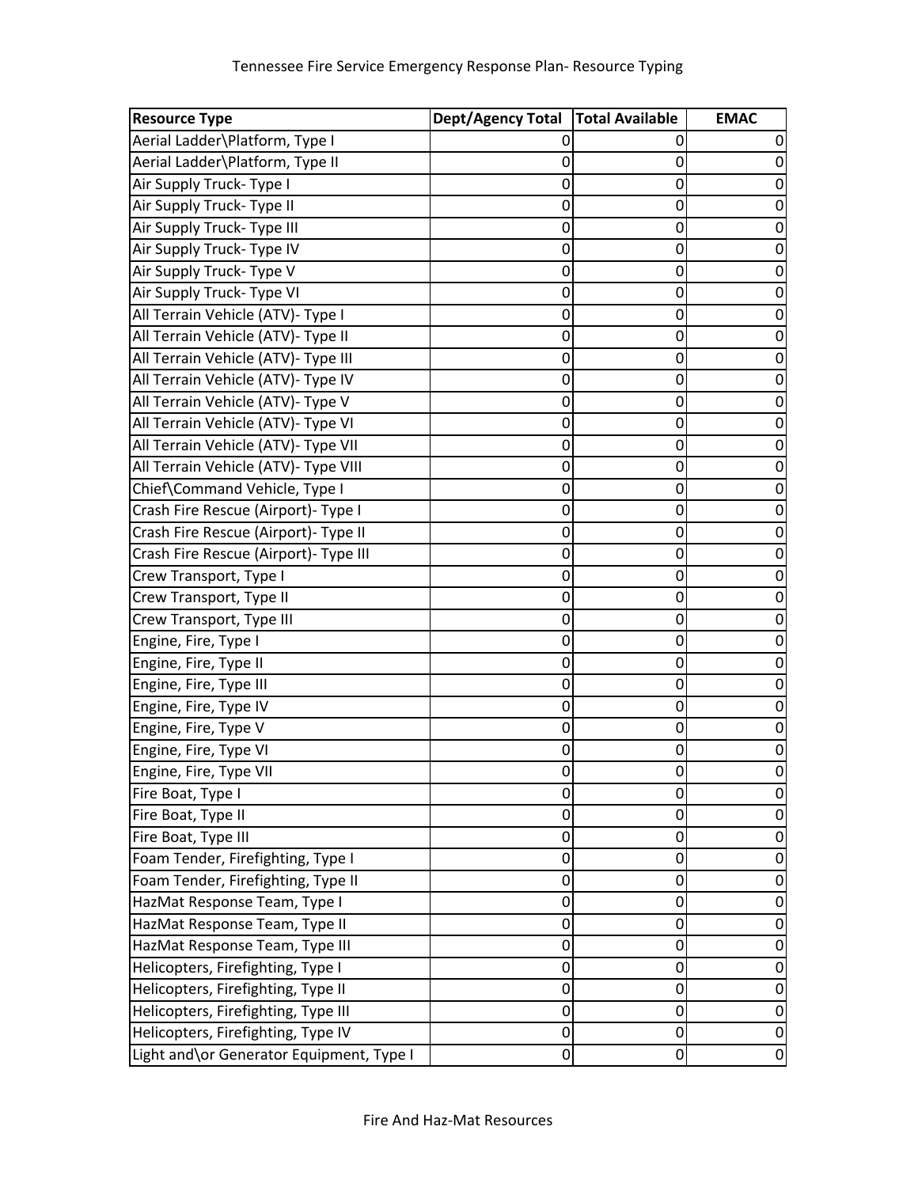# Tennessee Fire Service Emergency Response Plan- Resource Typing

| Resource Type | Dept/Agency Total | Total Available | EMAC |
|---|---|---|---|
| Aerial Ladder\Platform, Type I | 0 | 0 | 0 |
| Aerial Ladder\Platform, Type II | 0 | 0 | 0 |
| Air Supply Truck- Type I | 0 | 0 | 0 |
| Air Supply Truck- Type II | 0 | 0 | 0 |
| Air Supply Truck- Type III | 0 | 0 | 0 |
| Air Supply Truck- Type IV | 0 | 0 | 0 |
| Air Supply Truck- Type V | 0 | 0 | 0 |
| Air Supply Truck- Type VI | 0 | 0 | 0 |
| All Terrain Vehicle (ATV)- Type I | 0 | 0 | 0 |
| All Terrain Vehicle (ATV)- Type II | 0 | 0 | 0 |
| All Terrain Vehicle (ATV)- Type III | 0 | 0 | 0 |
| All Terrain Vehicle (ATV)- Type IV | 0 | 0 | 0 |
| All Terrain Vehicle (ATV)- Type V | 0 | 0 | 0 |
| All Terrain Vehicle (ATV)- Type VI | 0 | 0 | 0 |
| All Terrain Vehicle (ATV)- Type VII | 0 | 0 | 0 |
| All Terrain Vehicle (ATV)- Type VIII | 0 | 0 | 0 |
| Chief\Command Vehicle, Type I | 0 | 0 | 0 |
| Crash Fire Rescue (Airport)- Type I | 0 | 0 | 0 |
| Crash Fire Rescue (Airport)- Type II | 0 | 0 | 0 |
| Crash Fire Rescue (Airport)- Type III | 0 | 0 | 0 |
| Crew Transport, Type I | 0 | 0 | 0 |
| Crew Transport, Type II | 0 | 0 | 0 |
| Crew Transport, Type III | 0 | 0 | 0 |
| Engine, Fire, Type I | 0 | 0 | 0 |
| Engine, Fire, Type II | 0 | 0 | 0 |
| Engine, Fire, Type III | 0 | 0 | 0 |
| Engine, Fire, Type IV | 0 | 0 | 0 |
| Engine, Fire, Type V | 0 | 0 | 0 |
| Engine, Fire, Type VI | 0 | 0 | 0 |
| Engine, Fire, Type VII | 0 | 0 | 0 |
| Fire Boat, Type I | 0 | 0 | 0 |
| Fire Boat, Type II | 0 | 0 | 0 |
| Fire Boat, Type III | 0 | 0 | 0 |
| Foam Tender, Firefighting, Type I | 0 | 0 | 0 |
| Foam Tender, Firefighting, Type II | 0 | 0 | 0 |
| HazMat Response Team, Type I | 0 | 0 | 0 |
| HazMat Response Team, Type II | 0 | 0 | 0 |
| HazMat Response Team, Type III | 0 | 0 | 0 |
| Helicopters, Firefighting, Type I | 0 | 0 | 0 |
| Helicopters, Firefighting, Type II | 0 | 0 | 0 |
| Helicopters, Firefighting, Type III | 0 | 0 | 0 |
| Helicopters, Firefighting, Type IV | 0 | 0 | 0 |
| Light and\or Generator Equipment, Type I | 0 | 0 | 0 |

Fire And Haz-Mat Resources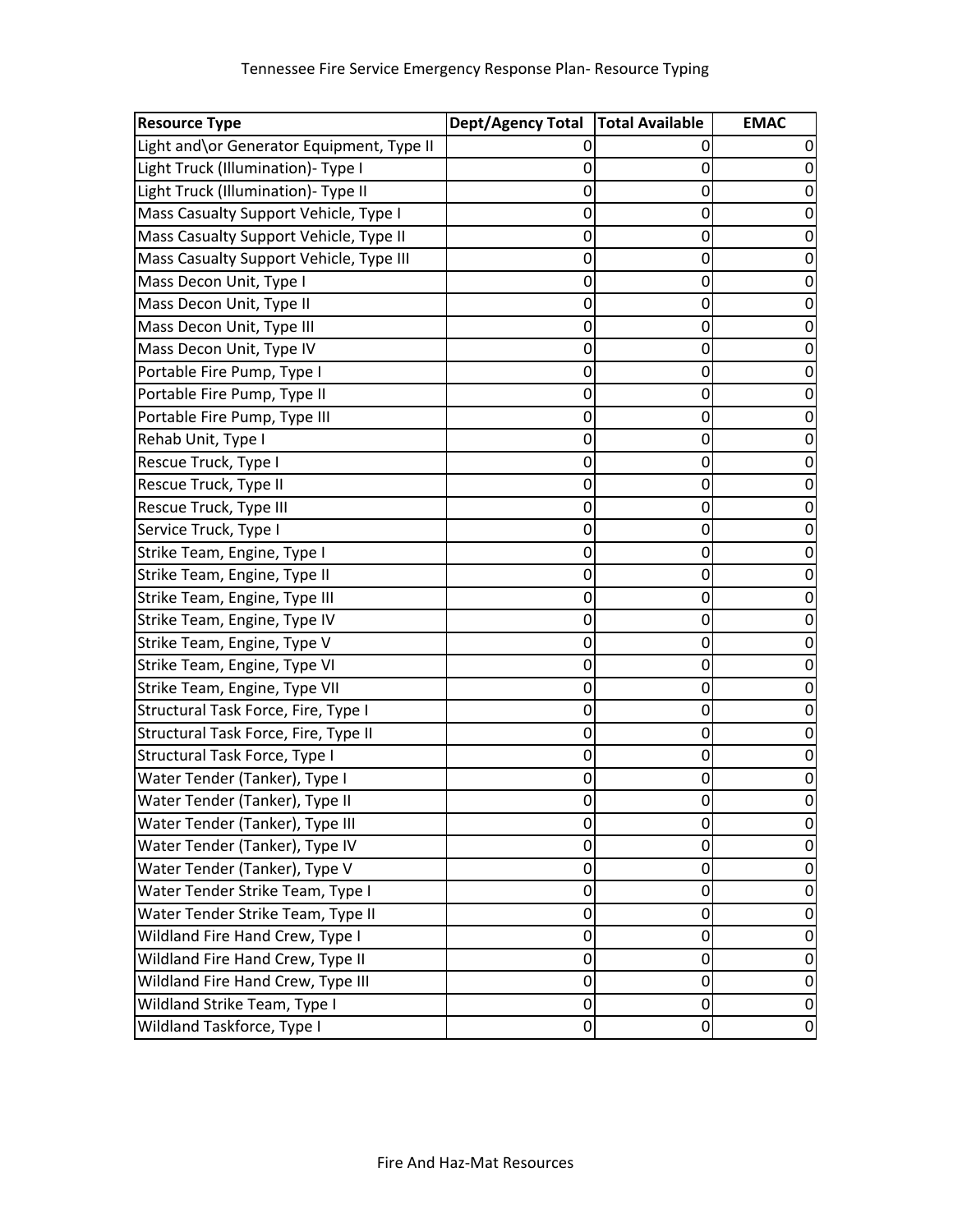| Resource Type | Dept/Agency Total | Total Available | EMAC |
|---|---|---|---|
| Light and\or Generator Equipment, Type II | 0 | 0 | 0 |
| Light Truck (Illumination)- Type I | 0 | 0 | 0 |
| Light Truck (Illumination)- Type II | 0 | 0 | 0 |
| Mass Casualty Support Vehicle, Type I | 0 | 0 | 0 |
| Mass Casualty Support Vehicle, Type II | 0 | 0 | 0 |
| Mass Casualty Support Vehicle, Type III | 0 | 0 | 0 |
| Mass Decon Unit, Type I | 0 | 0 | 0 |
| Mass Decon Unit, Type II | 0 | 0 | 0 |
| Mass Decon Unit, Type III | 0 | 0 | 0 |
| Mass Decon Unit, Type IV | 0 | 0 | 0 |
| Portable Fire Pump, Type I | 0 | 0 | 0 |
| Portable Fire Pump, Type II | 0 | 0 | 0 |
| Portable Fire Pump, Type III | 0 | 0 | 0 |
| Rehab Unit, Type I | 0 | 0 | 0 |
| Rescue Truck, Type I | 0 | 0 | 0 |
| Rescue Truck, Type II | 0 | 0 | 0 |
| Rescue Truck, Type III | 0 | 0 | 0 |
| Service Truck, Type I | 0 | 0 | 0 |
| Strike Team, Engine, Type I | 0 | 0 | 0 |
| Strike Team, Engine, Type II | 0 | 0 | 0 |
| Strike Team, Engine, Type III | 0 | 0 | 0 |
| Strike Team, Engine, Type IV | 0 | 0 | 0 |
| Strike Team, Engine, Type V | 0 | 0 | 0 |
| Strike Team, Engine, Type VI | 0 | 0 | 0 |
| Strike Team, Engine, Type VII | 0 | 0 | 0 |
| Structural Task Force, Fire, Type I | 0 | 0 | 0 |
| Structural Task Force, Fire, Type II | 0 | 0 | 0 |
| Structural Task Force, Type I | 0 | 0 | 0 |
| Water Tender (Tanker), Type I | 0 | 0 | 0 |
| Water Tender (Tanker), Type II | 0 | 0 | 0 |
| Water Tender (Tanker), Type III | 0 | 0 | 0 |
| Water Tender (Tanker), Type IV | 0 | 0 | 0 |
| Water Tender (Tanker), Type V | 0 | 0 | 0 |
| Water Tender Strike Team, Type I | 0 | 0 | 0 |
| Water Tender Strike Team, Type II | 0 | 0 | 0 |
| Wildland Fire Hand Crew, Type I | 0 | 0 | 0 |
| Wildland Fire Hand Crew, Type II | 0 | 0 | 0 |
| Wildland Fire Hand Crew, Type III | 0 | 0 | 0 |
| Wildland Strike Team, Type I | 0 | 0 | 0 |
| Wildland Taskforce, Type I | 0 | 0 | 0 |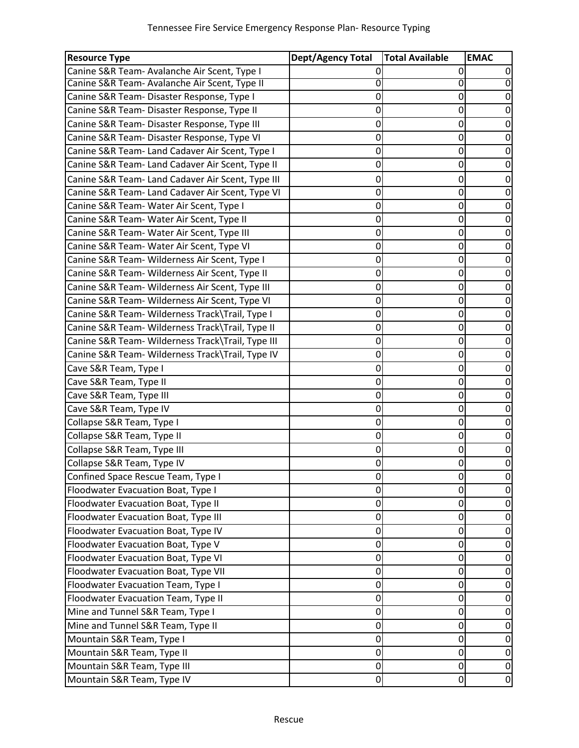| Resource Type | Dept/Agency Total | Total Available | EMAC |
|---|---|---|---|
| Canine S&R Team- Avalanche Air Scent, Type I | 0 | 0 | 0 |
| Canine S&R Team- Avalanche Air Scent, Type II | 0 | 0 | 0 |
| Canine S&R Team- Disaster Response, Type I | 0 | 0 | 0 |
| Canine S&R Team- Disaster Response, Type II | 0 | 0 | 0 |
| Canine S&R Team- Disaster Response, Type III | 0 | 0 | 0 |
| Canine S&R Team- Disaster Response, Type VI | 0 | 0 | 0 |
| Canine S&R Team- Land Cadaver Air Scent, Type I | 0 | 0 | 0 |
| Canine S&R Team- Land Cadaver Air Scent, Type II | 0 | 0 | 0 |
| Canine S&R Team- Land Cadaver Air Scent, Type III | 0 | 0 | 0 |
| Canine S&R Team- Land Cadaver Air Scent, Type VI | 0 | 0 | 0 |
| Canine S&R Team- Water Air Scent, Type I | 0 | 0 | 0 |
| Canine S&R Team- Water Air Scent, Type II | 0 | 0 | 0 |
| Canine S&R Team- Water Air Scent, Type III | 0 | 0 | 0 |
| Canine S&R Team- Water Air Scent, Type VI | 0 | 0 | 0 |
| Canine S&R Team- Wilderness Air Scent, Type I | 0 | 0 | 0 |
| Canine S&R Team- Wilderness Air Scent, Type II | 0 | 0 | 0 |
| Canine S&R Team- Wilderness Air Scent, Type III | 0 | 0 | 0 |
| Canine S&R Team- Wilderness Air Scent, Type VI | 0 | 0 | 0 |
| Canine S&R Team- Wilderness Track\Trail, Type I | 0 | 0 | 0 |
| Canine S&R Team- Wilderness Track\Trail, Type II | 0 | 0 | 0 |
| Canine S&R Team- Wilderness Track\Trail, Type III | 0 | 0 | 0 |
| Canine S&R Team- Wilderness Track\Trail, Type IV | 0 | 0 | 0 |
| Cave S&R Team, Type I | 0 | 0 | 0 |
| Cave S&R Team, Type II | 0 | 0 | 0 |
| Cave S&R Team, Type III | 0 | 0 | 0 |
| Cave S&R Team, Type IV | 0 | 0 | 0 |
| Collapse S&R Team, Type I | 0 | 0 | 0 |
| Collapse S&R Team, Type II | 0 | 0 | 0 |
| Collapse S&R Team, Type III | 0 | 0 | 0 |
| Collapse S&R Team, Type IV | 0 | 0 | 0 |
| Confined Space Rescue Team, Type I | 0 | 0 | 0 |
| Floodwater Evacuation Boat, Type I | 0 | 0 | 0 |
| Floodwater Evacuation Boat, Type II | 0 | 0 | 0 |
| Floodwater Evacuation Boat, Type III | 0 | 0 | 0 |
| Floodwater Evacuation Boat, Type IV | 0 | 0 | 0 |
| Floodwater Evacuation Boat, Type V | 0 | 0 | 0 |
| Floodwater Evacuation Boat, Type VI | 0 | 0 | 0 |
| Floodwater Evacuation Boat, Type VII | 0 | 0 | 0 |
| Floodwater Evacuation Team, Type I | 0 | 0 | 0 |
| Floodwater Evacuation Team, Type II | 0 | 0 | 0 |
| Mine and Tunnel S&R Team, Type I | 0 | 0 | 0 |
| Mine and Tunnel S&R Team, Type II | 0 | 0 | 0 |
| Mountain S&R Team, Type I | 0 | 0 | 0 |
| Mountain S&R Team, Type II | 0 | 0 | 0 |
| Mountain S&R Team, Type III | 0 | 0 | 0 |
| Mountain S&R Team, Type IV | 0 | 0 | 0 |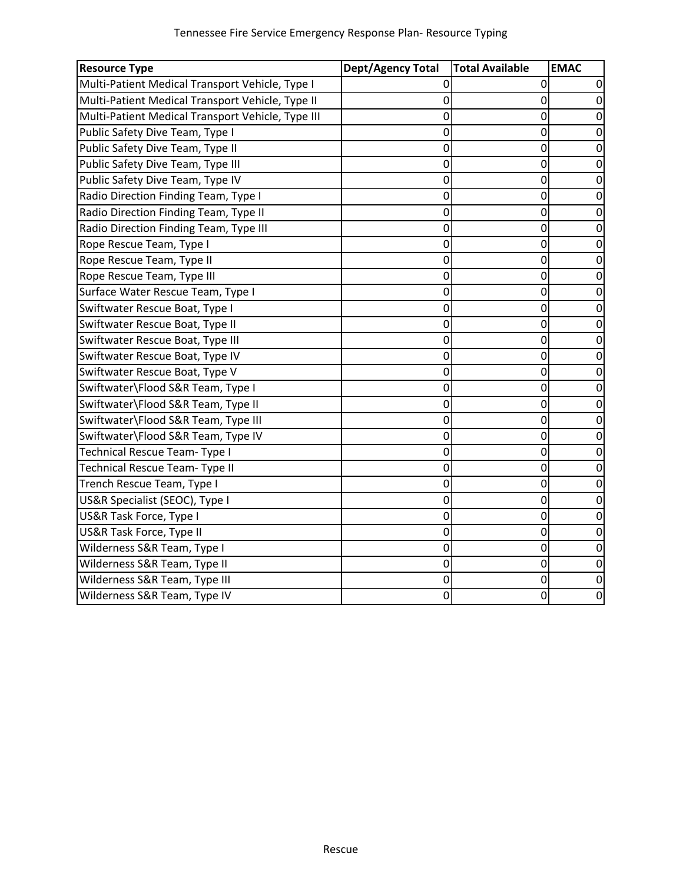| Resource Type | Dept/Agency Total | Total Available | EMAC |
|---|---|---|---|
| Multi-Patient Medical Transport Vehicle, Type I | 0 | 0 | 0 |
| Multi-Patient Medical Transport Vehicle, Type II | 0 | 0 | 0 |
| Multi-Patient Medical Transport Vehicle, Type III | 0 | 0 | 0 |
| Public Safety Dive Team, Type I | 0 | 0 | 0 |
| Public Safety Dive Team, Type II | 0 | 0 | 0 |
| Public Safety Dive Team, Type III | 0 | 0 | 0 |
| Public Safety Dive Team, Type IV | 0 | 0 | 0 |
| Radio Direction Finding Team, Type I | 0 | 0 | 0 |
| Radio Direction Finding Team, Type II | 0 | 0 | 0 |
| Radio Direction Finding Team, Type III | 0 | 0 | 0 |
| Rope Rescue Team, Type I | 0 | 0 | 0 |
| Rope Rescue Team, Type II | 0 | 0 | 0 |
| Rope Rescue Team, Type III | 0 | 0 | 0 |
| Surface Water Rescue Team, Type I | 0 | 0 | 0 |
| Swiftwater Rescue Boat, Type I | 0 | 0 | 0 |
| Swiftwater Rescue Boat, Type II | 0 | 0 | 0 |
| Swiftwater Rescue Boat, Type III | 0 | 0 | 0 |
| Swiftwater Rescue Boat, Type IV | 0 | 0 | 0 |
| Swiftwater Rescue Boat, Type V | 0 | 0 | 0 |
| Swiftwater\Flood S&R Team, Type I | 0 | 0 | 0 |
| Swiftwater\Flood S&R Team, Type II | 0 | 0 | 0 |
| Swiftwater\Flood S&R Team, Type III | 0 | 0 | 0 |
| Swiftwater\Flood S&R Team, Type IV | 0 | 0 | 0 |
| Technical Rescue Team- Type I | 0 | 0 | 0 |
| Technical Rescue Team- Type II | 0 | 0 | 0 |
| Trench Rescue Team, Type I | 0 | 0 | 0 |
| US&R Specialist (SEOC), Type I | 0 | 0 | 0 |
| US&R Task Force, Type I | 0 | 0 | 0 |
| US&R Task Force, Type II | 0 | 0 | 0 |
| Wilderness S&R Team, Type I | 0 | 0 | 0 |
| Wilderness S&R Team, Type II | 0 | 0 | 0 |
| Wilderness S&R Team, Type III | 0 | 0 | 0 |
| Wilderness S&R Team, Type IV | 0 | 0 | 0 |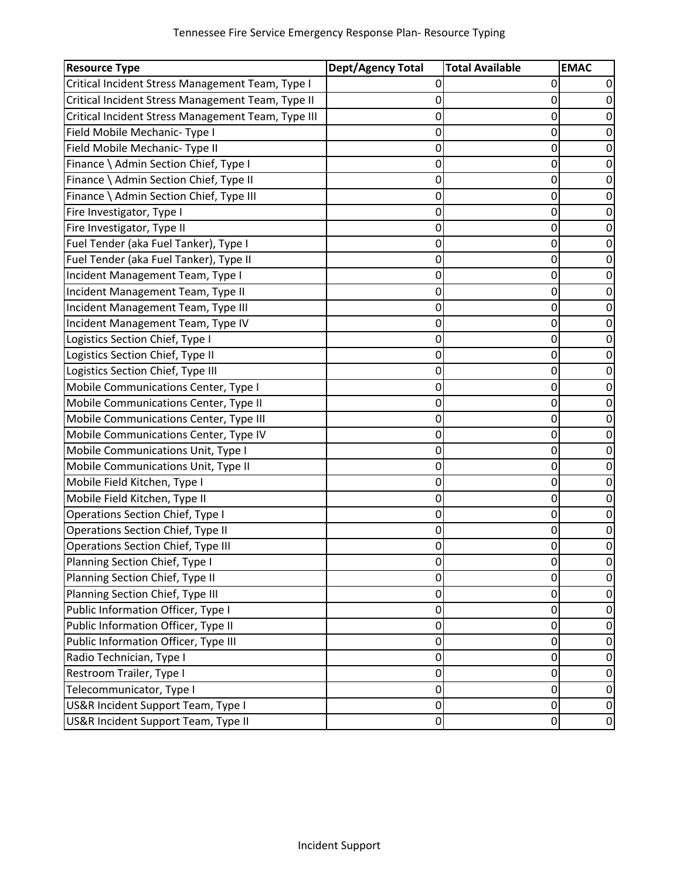| Resource Type | Dept/Agency Total | Total Available | EMAC |
|---|---|---|---|
| Critical Incident Stress Management Team, Type I | 0 | 0 | 0 |
| Critical Incident Stress Management Team, Type II | 0 | 0 | 0 |
| Critical Incident Stress Management Team, Type III | 0 | 0 | 0 |
| Field Mobile Mechanic- Type I | 0 | 0 | 0 |
| Field Mobile Mechanic- Type II | 0 | 0 | 0 |
| Finance \ Admin Section Chief, Type I | 0 | 0 | 0 |
| Finance \ Admin Section Chief, Type II | 0 | 0 | 0 |
| Finance \ Admin Section Chief, Type III | 0 | 0 | 0 |
| Fire Investigator, Type I | 0 | 0 | 0 |
| Fire Investigator, Type II | 0 | 0 | 0 |
| Fuel Tender (aka Fuel Tanker), Type I | 0 | 0 | 0 |
| Fuel Tender (aka Fuel Tanker), Type II | 0 | 0 | 0 |
| Incident Management Team, Type I | 0 | 0 | 0 |
| Incident Management Team, Type II | 0 | 0 | 0 |
| Incident Management Team, Type III | 0 | 0 | 0 |
| Incident Management Team, Type IV | 0 | 0 | 0 |
| Logistics Section Chief, Type I | 0 | 0 | 0 |
| Logistics Section Chief, Type II | 0 | 0 | 0 |
| Logistics Section Chief, Type III | 0 | 0 | 0 |
| Mobile Communications Center, Type I | 0 | 0 | 0 |
| Mobile Communications Center, Type II | 0 | 0 | 0 |
| Mobile Communications Center, Type III | 0 | 0 | 0 |
| Mobile Communications Center, Type IV | 0 | 0 | 0 |
| Mobile Communications Unit, Type I | 0 | 0 | 0 |
| Mobile Communications Unit, Type II | 0 | 0 | 0 |
| Mobile Field Kitchen, Type I | 0 | 0 | 0 |
| Mobile Field Kitchen, Type II | 0 | 0 | 0 |
| Operations Section Chief, Type I | 0 | 0 | 0 |
| Operations Section Chief, Type II | 0 | 0 | 0 |
| Operations Section Chief, Type III | 0 | 0 | 0 |
| Planning Section Chief, Type I | 0 | 0 | 0 |
| Planning Section Chief, Type II | 0 | 0 | 0 |
| Planning Section Chief, Type III | 0 | 0 | 0 |
| Public Information Officer, Type I | 0 | 0 | 0 |
| Public Information Officer, Type II | 0 | 0 | 0 |
| Public Information Officer, Type III | 0 | 0 | 0 |
| Radio Technician, Type I | 0 | 0 | 0 |
| Restroom Trailer, Type I | 0 | 0 | 0 |
| Telecommunicator, Type I | 0 | 0 | 0 |
| US&R Incident Support Team, Type I | 0 | 0 | 0 |
| US&R Incident Support Team, Type II | 0 | 0 | 0 |

Incident Support